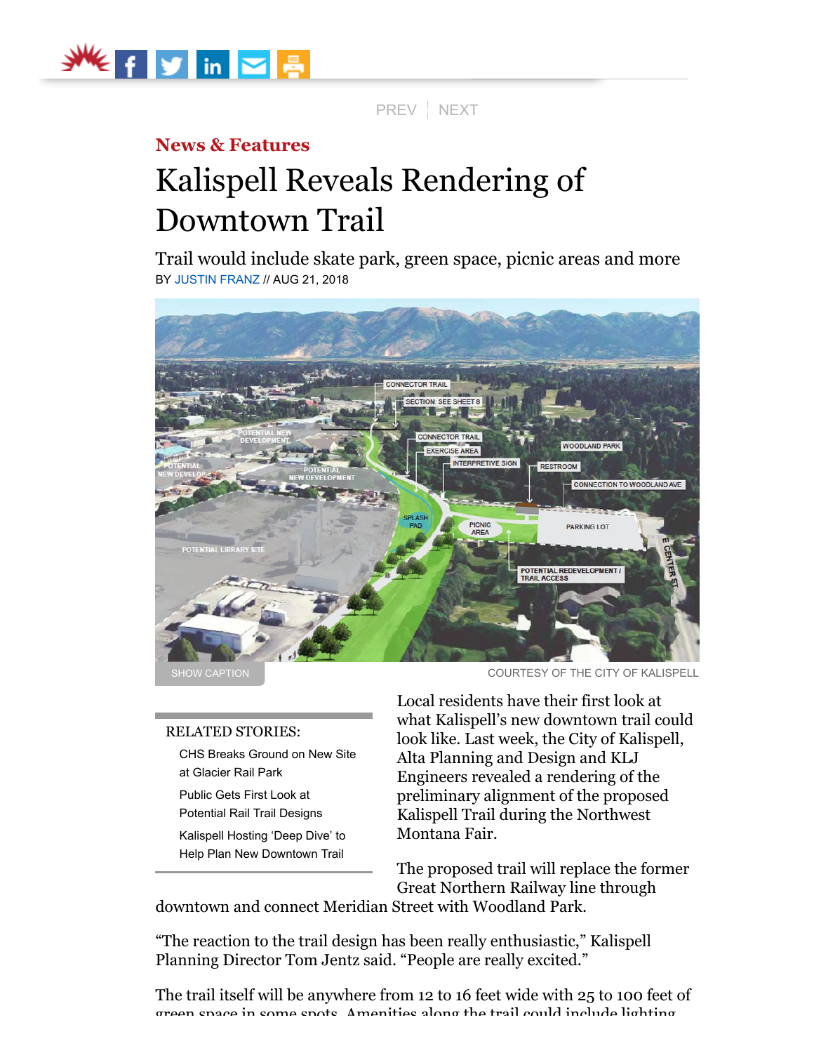PREV | NEXT

**News & Features**

# Kalispell Reveals Rendering of Downtown Trail

## Trail would include skate park, green space, picnic areas and more

BY JUSTIN FRANZ // AUG 21, 2018

SHOW CAPTION

COURTESY OF THE CITY OF KALISPELL

RELATED STORIES:

- CHS Breaks Ground on New Site at Glacier Rail Park
- Public Gets First Look at Potential Rail Trail Designs
- Kalispell Hosting 'Deep Dive' to Help Plan New Downtown Trail

Local residents have their first look at what Kalispell's new downtown trail could look like. Last week, the City of Kalispell, Alta Planning and Design and KLJ Engineers revealed a rendering of the preliminary alignment of the proposed Kalispell Trail during the Northwest Montana Fair.

The proposed trail will replace the former Great Northern Railway line through downtown and connect Meridian Street with Woodland Park.

"The reaction to the trail design has been really enthusiastic," Kalispell Planning Director Tom Jentz said. "People are really excited."

The trail itself will be anywhere from 12 to 16 feet wide with 25 to 100 feet of green space in some spots. Amenities along the trail could include lighting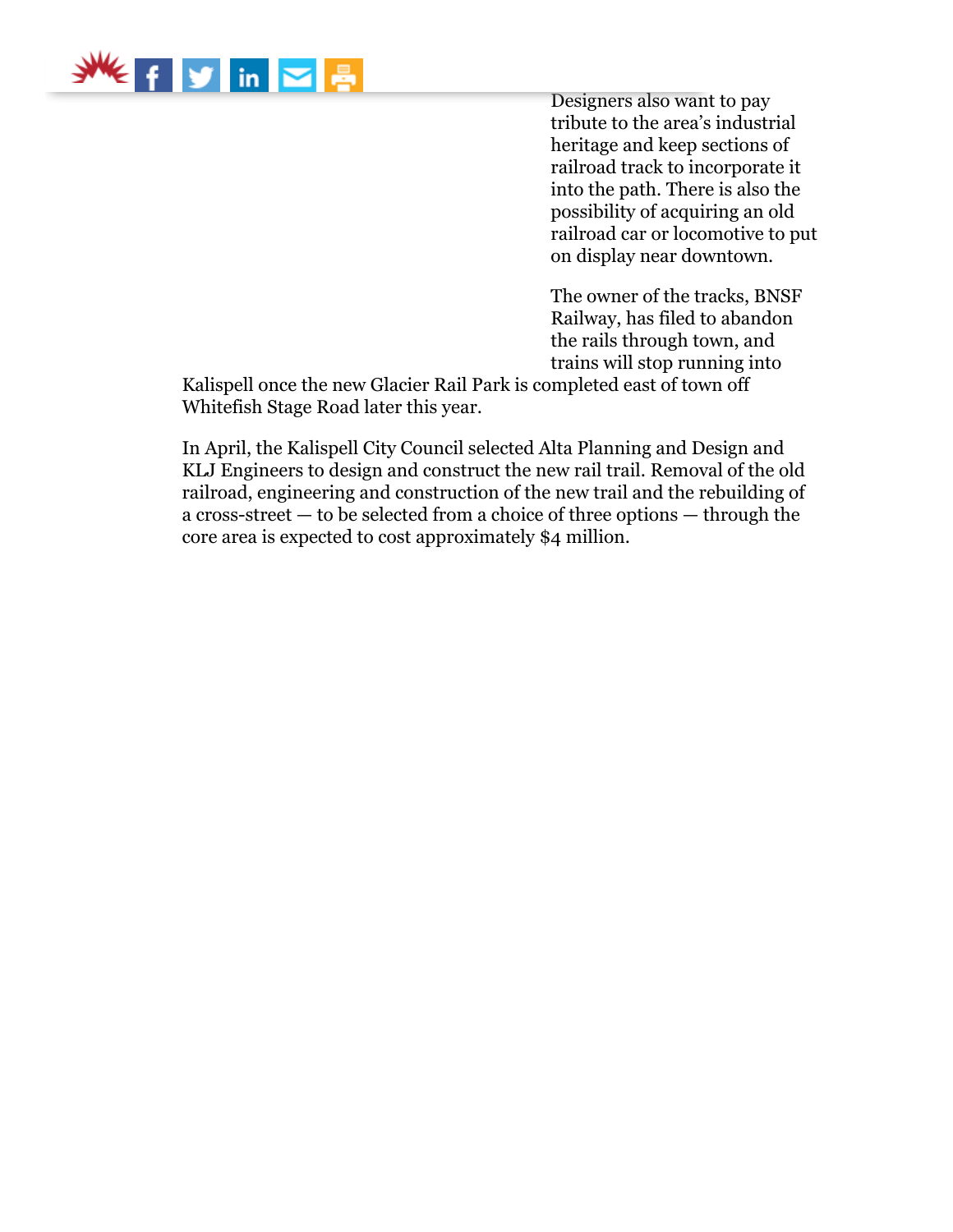Designers also want to pay tribute to the area's industrial heritage and keep sections of railroad track to incorporate it into the path. There is also the possibility of acquiring an old railroad car or locomotive to put on display near downtown.

The owner of the tracks, BNSF Railway, has filed to abandon the rails through town, and trains will stop running into Kalispell once the new Glacier Rail Park is completed east of town off Whitefish Stage Road later this year.

In April, the Kalispell City Council selected Alta Planning and Design and KLJ Engineers to design and construct the new rail trail. Removal of the old railroad, engineering and construction of the new trail and the rebuilding of a cross-street — to be selected from a choice of three options — through the core area is expected to cost approximately $4 million.